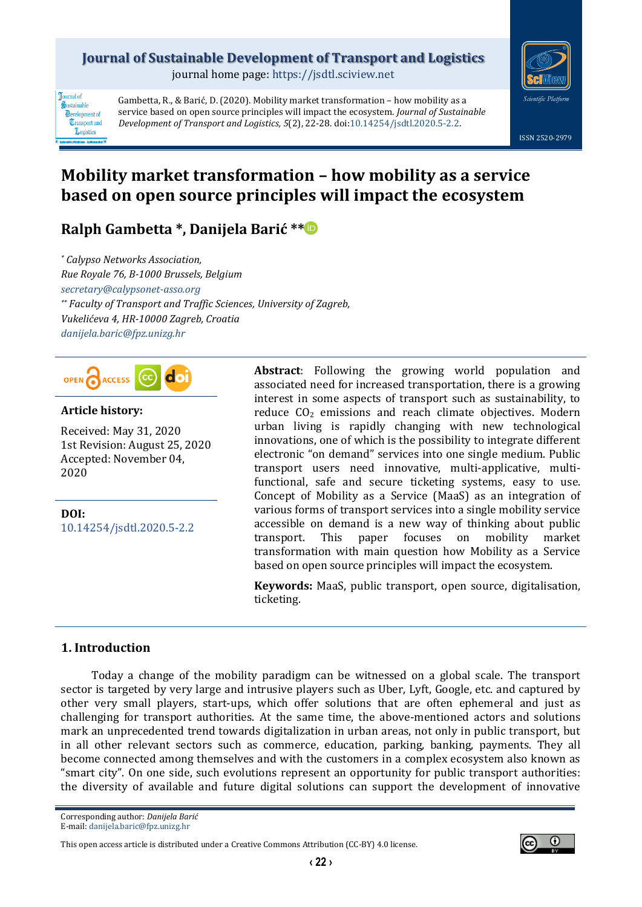Journal of Sustainable Development of Transport and Logistics

journal home page: https://jsdtl.sciview.net

Gambetta, R., & Barić, D. (2020). Mobility market transformation – how mobility as a service based on open source principles will impact the ecosystem. *Journal of Sustainable Development of Transport and Logistics, 5*(2), 22-28. doi:10.14254/jsdtl.2020.5-2.2.

ISSN 2520-2979

# Mobility market transformation – how mobility as a service based on open source principles will impact the ecosystem

## Ralph Gambetta *, Danijela Barić **

\* *Calypso Networks Association,*
*Rue Royale 76, B-1000 Brussels, Belgium*
*secretary@calypsonet-asso.org*
\*\* *Faculty of Transport and Traffic Sciences, University of Zagreb,*
*Vukelićeva 4, HR-10000 Zagreb, Croatia*
*danijela.baric@fpz.unizg.hr*

**Article history:**

Received: May 31, 2020
1st Revision: August 25, 2020
Accepted: November 04, 2020

**DOI:**
10.14254/jsdtl.2020.5-2.2

**Abstract**: Following the growing world population and associated need for increased transportation, there is a growing interest in some aspects of transport such as sustainability, to reduce $CO_2$ emissions and reach climate objectives. Modern urban living is rapidly changing with new technological innovations, one of which is the possibility to integrate different electronic "on demand" services into one single medium. Public transport users need innovative, multi-applicative, multi-functional, safe and secure ticketing systems, easy to use. Concept of Mobility as a Service (MaaS) as an integration of various forms of transport services into a single mobility service accessible on demand is a new way of thinking about public transport. This paper focuses on mobility market transformation with main question how Mobility as a Service based on open source principles will impact the ecosystem.

**Keywords:** MaaS, public transport, open source, digitalisation, ticketing.

## 1. Introduction

Today a change of the mobility paradigm can be witnessed on a global scale. The transport sector is targeted by very large and intrusive players such as Uber, Lyft, Google, etc. and captured by other very small players, start-ups, which offer solutions that are often ephemeral and just as challenging for transport authorities. At the same time, the above-mentioned actors and solutions mark an unprecedented trend towards digitalization in urban areas, not only in public transport, but in all other relevant sectors such as commerce, education, parking, banking, payments. They all become connected among themselves and with the customers in a complex ecosystem also known as "smart city". On one side, such evolutions represent an opportunity for public transport authorities: the diversity of available and future digital solutions can support the development of innovative

Corresponding author: *Danijela Barić*
E-mail: danijela.baric@fpz.unizg.hr

This open access article is distributed under a Creative Commons Attribution (CC-BY) 4.0 license.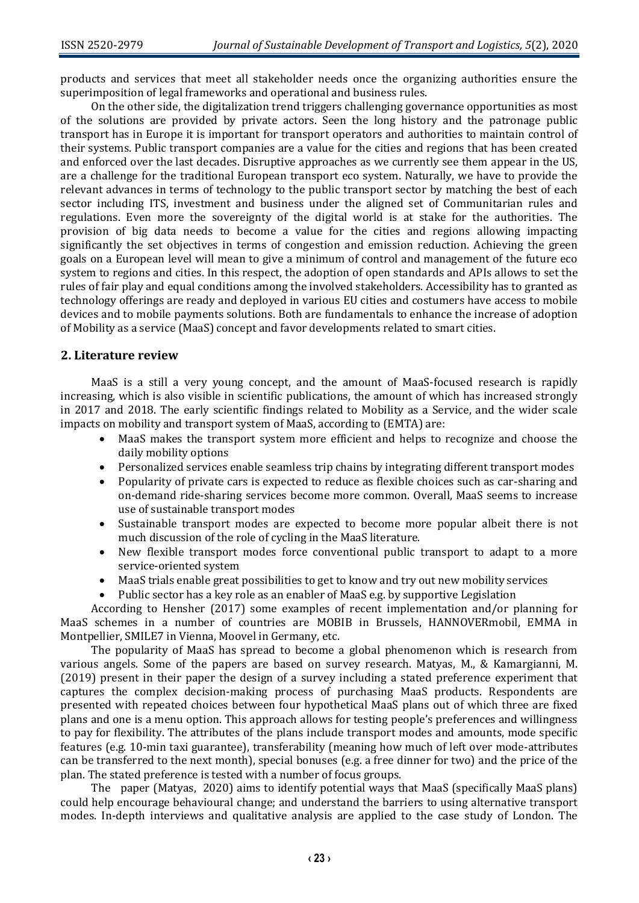products and services that meet all stakeholder needs once the organizing authorities ensure the superimposition of legal frameworks and operational and business rules.

On the other side, the digitalization trend triggers challenging governance opportunities as most of the solutions are provided by private actors. Seen the long history and the patronage public transport has in Europe it is important for transport operators and authorities to maintain control of their systems. Public transport companies are a value for the cities and regions that has been created and enforced over the last decades. Disruptive approaches as we currently see them appear in the US, are a challenge for the traditional European transport eco system. Naturally, we have to provide the relevant advances in terms of technology to the public transport sector by matching the best of each sector including ITS, investment and business under the aligned set of Communitarian rules and regulations. Even more the sovereignty of the digital world is at stake for the authorities. The provision of big data needs to become a value for the cities and regions allowing impacting significantly the set objectives in terms of congestion and emission reduction. Achieving the green goals on a European level will mean to give a minimum of control and management of the future eco system to regions and cities. In this respect, the adoption of open standards and APIs allows to set the rules of fair play and equal conditions among the involved stakeholders. Accessibility has to granted as technology offerings are ready and deployed in various EU cities and costumers have access to mobile devices and to mobile payments solutions. Both are fundamentals to enhance the increase of adoption of Mobility as a service (MaaS) concept and favor developments related to smart cities.

## 2. Literature review

MaaS is a still a very young concept, and the amount of MaaS-focused research is rapidly increasing, which is also visible in scientific publications, the amount of which has increased strongly in 2017 and 2018. The early scientific findings related to Mobility as a Service, and the wider scale impacts on mobility and transport system of MaaS, according to (EMTA) are:

- MaaS makes the transport system more efficient and helps to recognize and choose the daily mobility options
- Personalized services enable seamless trip chains by integrating different transport modes
- Popularity of private cars is expected to reduce as flexible choices such as car-sharing and on-demand ride-sharing services become more common. Overall, MaaS seems to increase use of sustainable transport modes
- Sustainable transport modes are expected to become more popular albeit there is not much discussion of the role of cycling in the MaaS literature.
- New flexible transport modes force conventional public transport to adapt to a more service-oriented system
- MaaS trials enable great possibilities to get to know and try out new mobility services
- Public sector has a key role as an enabler of MaaS e.g. by supportive Legislation

According to Hensher (2017) some examples of recent implementation and/or planning for MaaS schemes in a number of countries are MOBIB in Brussels, HANNOVERmobil, EMMA in Montpellier, SMILE7 in Vienna, Moovel in Germany, etc.

The popularity of MaaS has spread to become a global phenomenon which is research from various angels. Some of the papers are based on survey research. Matyas, M., & Kamargianni, M. (2019) present in their paper the design of a survey including a stated preference experiment that captures the complex decision-making process of purchasing MaaS products. Respondents are presented with repeated choices between four hypothetical MaaS plans out of which three are fixed plans and one is a menu option. This approach allows for testing people's preferences and willingness to pay for flexibility. The attributes of the plans include transport modes and amounts, mode specific features (e.g. 10-min taxi guarantee), transferability (meaning how much of left over mode-attributes can be transferred to the next month), special bonuses (e.g. a free dinner for two) and the price of the plan. The stated preference is tested with a number of focus groups.

The paper (Matyas, 2020) aims to identify potential ways that MaaS (specifically MaaS plans) could help encourage behavioural change; and understand the barriers to using alternative transport modes. In-depth interviews and qualitative analysis are applied to the case study of London. The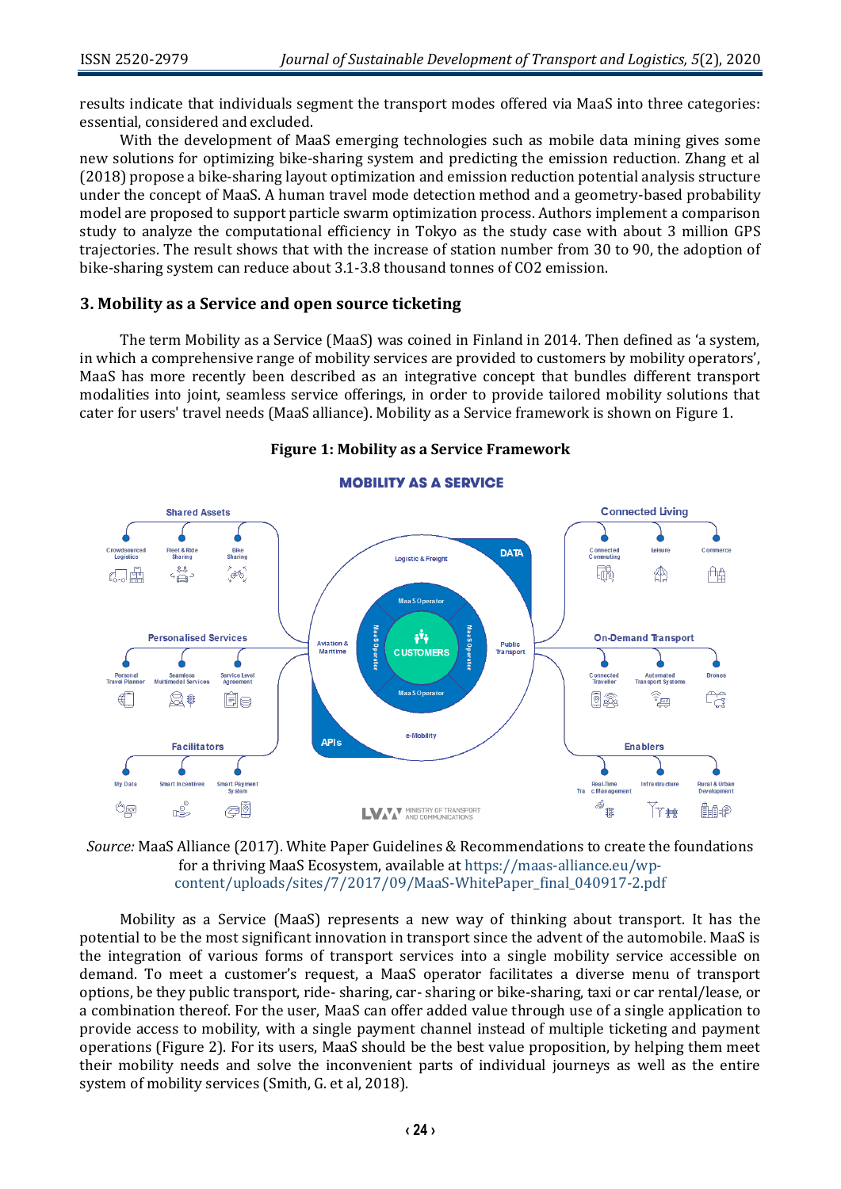results indicate that individuals segment the transport modes offered via MaaS into three categories: essential, considered and excluded.

With the development of MaaS emerging technologies such as mobile data mining gives some new solutions for optimizing bike-sharing system and predicting the emission reduction. Zhang et al (2018) propose a bike-sharing layout optimization and emission reduction potential analysis structure under the concept of MaaS. A human travel mode detection method and a geometry-based probability model are proposed to support particle swarm optimization process. Authors implement a comparison study to analyze the computational efficiency in Tokyo as the study case with about 3 million GPS trajectories. The result shows that with the increase of station number from 30 to 90, the adoption of bike-sharing system can reduce about 3.1-3.8 thousand tonnes of $CO_2$ emission.

## 3. Mobility as a Service and open source ticketing

The term Mobility as a Service (MaaS) was coined in Finland in 2014. Then defined as 'a system, in which a comprehensive range of mobility services are provided to customers by mobility operators', MaaS has more recently been described as an integrative concept that bundles different transport modalities into joint, seamless service offerings, in order to provide tailored mobility solutions that cater for users' travel needs (MaaS alliance). Mobility as a Service framework is shown on Figure 1.

**Figure 1: Mobility as a Service Framework**

MOBILITY AS A SERVICE

Shared Assets: Crowdsourced Logistics, Fleet & Ride Sharing, Bike Sharing

Connected Living: Connected Commuting, Leisure, Commerce

Personalised Services: Personal Travel Planner, Seamless Multimodal Services, Service Level Agreement

On-Demand Transport: Connected Traveller, Automated Transport Systems, Drones

Facilitators: My Data, Smart Incentives, Smart Payment System

Enablers: Real-Time Traffic Management, Infrastructure, Rural & Urban Development

DATA, APIs, Logistic & Freight, Aviation & Maritime, Public Transport, e-Mobility, MaaS Operator, CUSTOMERS

MINISTRY OF TRANSPORT AND COMMUNICATIONS

*Source:* MaaS Alliance (2017). White Paper Guidelines & Recommendations to create the foundations for a thriving MaaS Ecosystem, available at https://maas-alliance.eu/wp-content/uploads/sites/7/2017/09/MaaS-WhitePaper_final_040917-2.pdf

Mobility as a Service (MaaS) represents a new way of thinking about transport. It has the potential to be the most significant innovation in transport since the advent of the automobile. MaaS is the integration of various forms of transport services into a single mobility service accessible on demand. To meet a customer's request, a MaaS operator facilitates a diverse menu of transport options, be they public transport, ride- sharing, car- sharing or bike-sharing, taxi or car rental/lease, or a combination thereof. For the user, MaaS can offer added value through use of a single application to provide access to mobility, with a single payment channel instead of multiple ticketing and payment operations (Figure 2). For its users, MaaS should be the best value proposition, by helping them meet their mobility needs and solve the inconvenient parts of individual journeys as well as the entire system of mobility services (Smith, G. et al, 2018).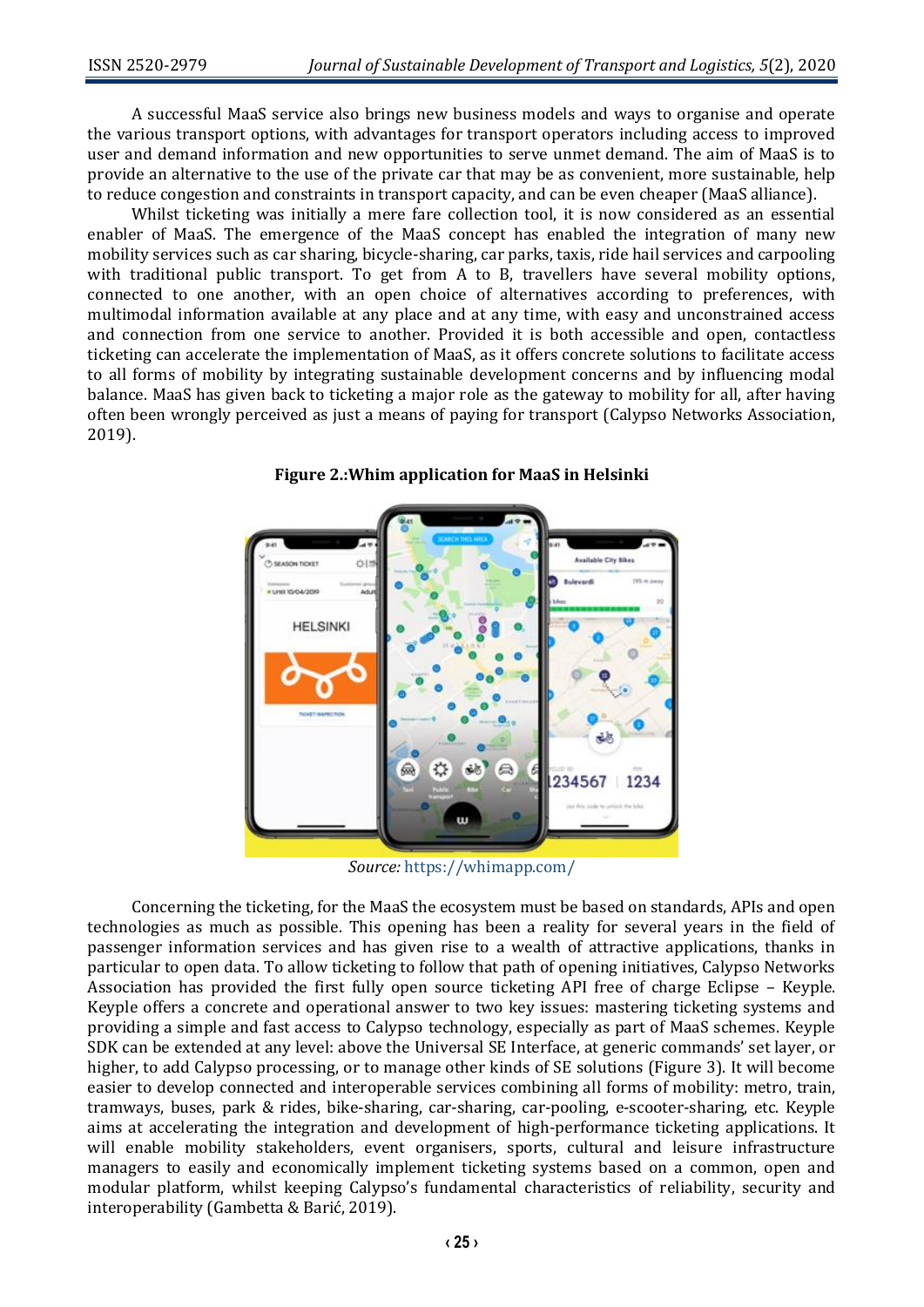A successful MaaS service also brings new business models and ways to organise and operate the various transport options, with advantages for transport operators including access to improved user and demand information and new opportunities to serve unmet demand. The aim of MaaS is to provide an alternative to the use of the private car that may be as convenient, more sustainable, help to reduce congestion and constraints in transport capacity, and can be even cheaper (MaaS alliance).

Whilst ticketing was initially a mere fare collection tool, it is now considered as an essential enabler of MaaS. The emergence of the MaaS concept has enabled the integration of many new mobility services such as car sharing, bicycle-sharing, car parks, taxis, ride hail services and carpooling with traditional public transport. To get from A to B, travellers have several mobility options, connected to one another, with an open choice of alternatives according to preferences, with multimodal information available at any place and at any time, with easy and unconstrained access and connection from one service to another. Provided it is both accessible and open, contactless ticketing can accelerate the implementation of MaaS, as it offers concrete solutions to facilitate access to all forms of mobility by integrating sustainable development concerns and by influencing modal balance. MaaS has given back to ticketing a major role as the gateway to mobility for all, after having often been wrongly perceived as just a means of paying for transport (Calypso Networks Association, 2019).

**Figure 2.:Whim application for MaaS in Helsinki**

*Source:* https://whimapp.com/

Concerning the ticketing, for the MaaS the ecosystem must be based on standards, APIs and open technologies as much as possible. This opening has been a reality for several years in the field of passenger information services and has given rise to a wealth of attractive applications, thanks in particular to open data. To allow ticketing to follow that path of opening initiatives, Calypso Networks Association has provided the first fully open source ticketing API free of charge Eclipse – Keyple. Keyple offers a concrete and operational answer to two key issues: mastering ticketing systems and providing a simple and fast access to Calypso technology, especially as part of MaaS schemes. Keyple SDK can be extended at any level: above the Universal SE Interface, at generic commands' set layer, or higher, to add Calypso processing, or to manage other kinds of SE solutions (Figure 3). It will become easier to develop connected and interoperable services combining all forms of mobility: metro, train, tramways, buses, park & rides, bike-sharing, car-sharing, car-pooling, e-scooter-sharing, etc. Keyple aims at accelerating the integration and development of high-performance ticketing applications. It will enable mobility stakeholders, event organisers, sports, cultural and leisure infrastructure managers to easily and economically implement ticketing systems based on a common, open and modular platform, whilst keeping Calypso's fundamental characteristics of reliability, security and interoperability (Gambetta & Barić, 2019).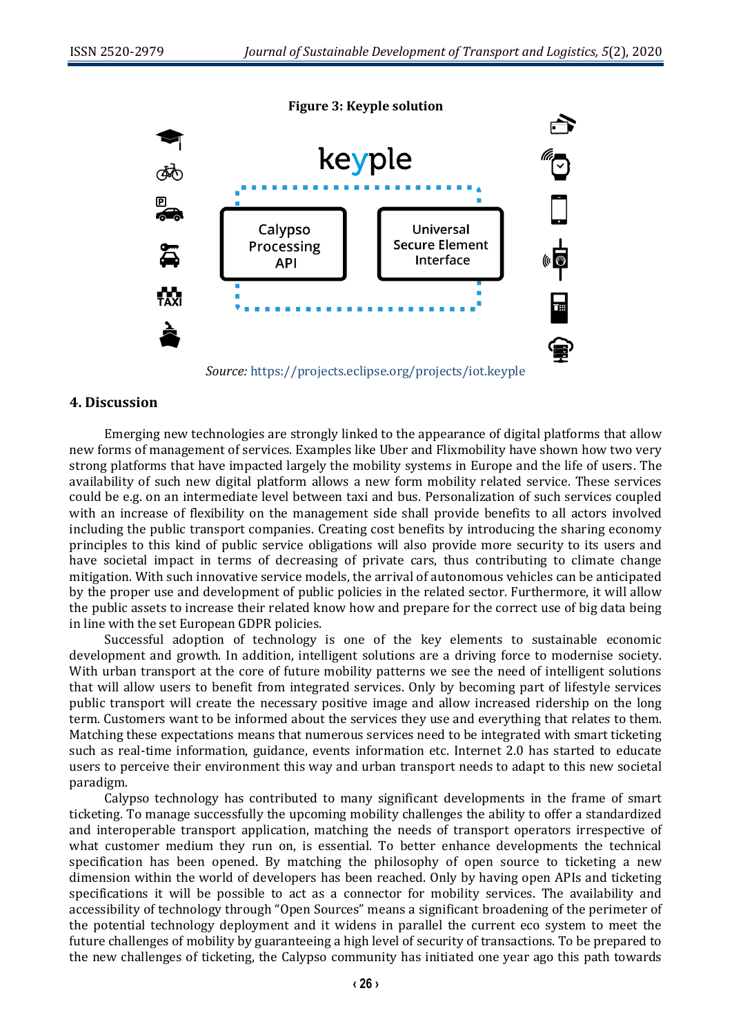**Figure 3: Keyple solution**

keyple

Calypso Processing API

Universal Secure Element Interface

TAXI

*Source:* https://projects.eclipse.org/projects/iot.keyple

## 4. Discussion

Emerging new technologies are strongly linked to the appearance of digital platforms that allow new forms of management of services. Examples like Uber and Flixmobility have shown how two very strong platforms that have impacted largely the mobility systems in Europe and the life of users. The availability of such new digital platform allows a new form mobility related service. These services could be e.g. on an intermediate level between taxi and bus. Personalization of such services coupled with an increase of flexibility on the management side shall provide benefits to all actors involved including the public transport companies. Creating cost benefits by introducing the sharing economy principles to this kind of public service obligations will also provide more security to its users and have societal impact in terms of decreasing of private cars, thus contributing to climate change mitigation. With such innovative service models, the arrival of autonomous vehicles can be anticipated by the proper use and development of public policies in the related sector. Furthermore, it will allow the public assets to increase their related know how and prepare for the correct use of big data being in line with the set European GDPR policies.

Successful adoption of technology is one of the key elements to sustainable economic development and growth. In addition, intelligent solutions are a driving force to modernise society. With urban transport at the core of future mobility patterns we see the need of intelligent solutions that will allow users to benefit from integrated services. Only by becoming part of lifestyle services public transport will create the necessary positive image and allow increased ridership on the long term. Customers want to be informed about the services they use and everything that relates to them. Matching these expectations means that numerous services need to be integrated with smart ticketing such as real-time information, guidance, events information etc. Internet 2.0 has started to educate users to perceive their environment this way and urban transport needs to adapt to this new societal paradigm.

Calypso technology has contributed to many significant developments in the frame of smart ticketing. To manage successfully the upcoming mobility challenges the ability to offer a standardized and interoperable transport application, matching the needs of transport operators irrespective of what customer medium they run on, is essential. To better enhance developments the technical specification has been opened. By matching the philosophy of open source to ticketing a new dimension within the world of developers has been reached. Only by having open APIs and ticketing specifications it will be possible to act as a connector for mobility services. The availability and accessibility of technology through "Open Sources" means a significant broadening of the perimeter of the potential technology deployment and it widens in parallel the current eco system to meet the future challenges of mobility by guaranteeing a high level of security of transactions. To be prepared to the new challenges of ticketing, the Calypso community has initiated one year ago this path towards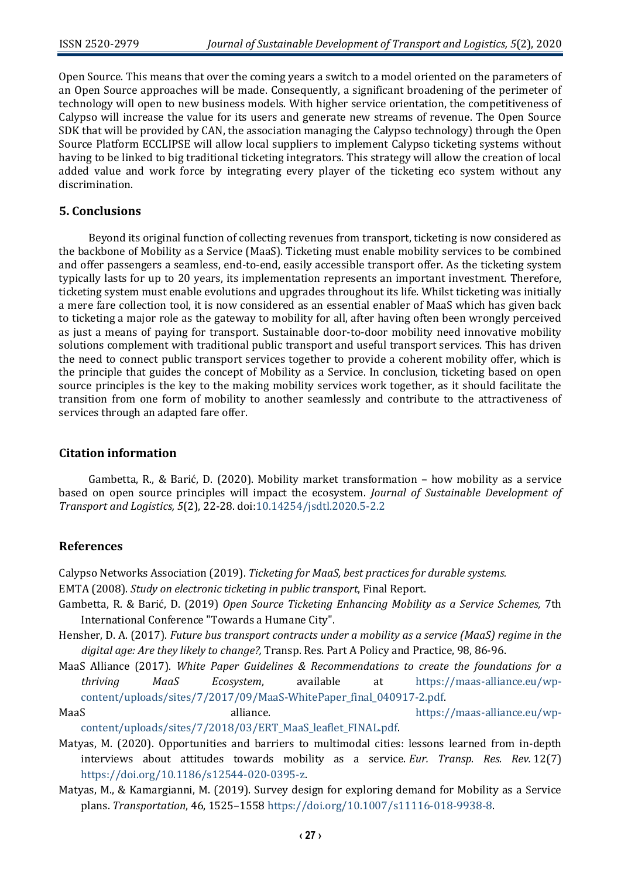Open Source. This means that over the coming years a switch to a model oriented on the parameters of an Open Source approaches will be made. Consequently, a significant broadening of the perimeter of technology will open to new business models. With higher service orientation, the competitiveness of Calypso will increase the value for its users and generate new streams of revenue. The Open Source SDK that will be provided by CAN, the association managing the Calypso technology) through the Open Source Platform ECCLIPSE will allow local suppliers to implement Calypso ticketing systems without having to be linked to big traditional ticketing integrators. This strategy will allow the creation of local added value and work force by integrating every player of the ticketing eco system without any discrimination.

## 5. Conclusions

Beyond its original function of collecting revenues from transport, ticketing is now considered as the backbone of Mobility as a Service (MaaS). Ticketing must enable mobility services to be combined and offer passengers a seamless, end-to-end, easily accessible transport offer. As the ticketing system typically lasts for up to 20 years, its implementation represents an important investment. Therefore, ticketing system must enable evolutions and upgrades throughout its life. Whilst ticketing was initially a mere fare collection tool, it is now considered as an essential enabler of MaaS which has given back to ticketing a major role as the gateway to mobility for all, after having often been wrongly perceived as just a means of paying for transport. Sustainable door-to-door mobility need innovative mobility solutions complement with traditional public transport and useful transport services. This has driven the need to connect public transport services together to provide a coherent mobility offer, which is the principle that guides the concept of Mobility as a Service. In conclusion, ticketing based on open source principles is the key to the making mobility services work together, as it should facilitate the transition from one form of mobility to another seamlessly and contribute to the attractiveness of services through an adapted fare offer.

## Citation information

Gambetta, R., & Barić, D. (2020). Mobility market transformation – how mobility as a service based on open source principles will impact the ecosystem. *Journal of Sustainable Development of Transport and Logistics, 5*(2), 22-28. doi:10.14254/jsdtl.2020.5-2.2

## References

Calypso Networks Association (2019). *Ticketing for MaaS, best practices for durable systems.*

EMTA (2008). *Study on electronic ticketing in public transport*, Final Report.

Gambetta, R. & Barić, D. (2019) *Open Source Ticketing Enhancing Mobility as a Service Schemes,* 7th International Conference "Towards a Humane City".

Hensher, D. A. (2017). *Future bus transport contracts under a mobility as a service (MaaS) regime in the digital age: Are they likely to change?,* Transp. Res. Part A Policy and Practice, 98, 86-96.

MaaS Alliance (2017). *White Paper Guidelines & Recommendations to create the foundations for a thriving MaaS Ecosystem*, available at https://maas-alliance.eu/wp-content/uploads/sites/7/2017/09/MaaS-WhitePaper_final_040917-2.pdf.

MaaS alliance. https://maas-alliance.eu/wp-content/uploads/sites/7/2018/03/ERT_MaaS_leaflet_FINAL.pdf.

Matyas, M. (2020). Opportunities and barriers to multimodal cities: lessons learned from in-depth interviews about attitudes towards mobility as a service. *Eur. Transp. Res. Rev.* 12(7) https://doi.org/10.1186/s12544-020-0395-z.

Matyas, M., & Kamargianni, M. (2019). Survey design for exploring demand for Mobility as a Service plans. *Transportation*, 46, 1525–1558 https://doi.org/10.1007/s11116-018-9938-8.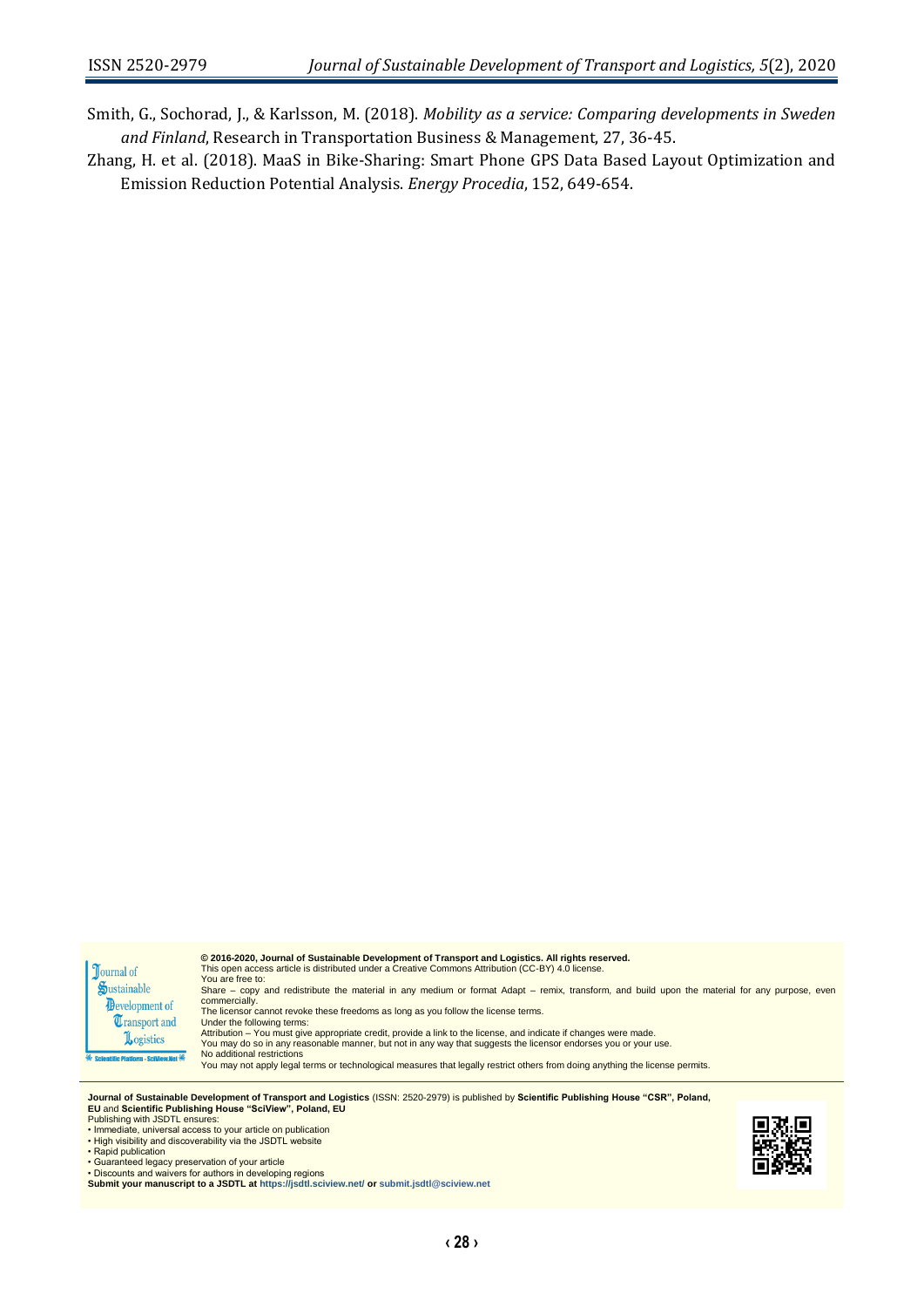Smith, G., Sochorad, J., & Karlsson, M. (2018). *Mobility as a service: Comparing developments in Sweden and Finland*, Research in Transportation Business & Management, 27, 36-45.

Zhang, H. et al. (2018). MaaS in Bike-Sharing: Smart Phone GPS Data Based Layout Optimization and Emission Reduction Potential Analysis. *Energy Procedia*, 152, 649-654.

Journal of Sustainable Development of Transport and Logistics

Scientific Platform - SciView.Net

**© 2016-2020, Journal of Sustainable Development of Transport and Logistics. All rights reserved.**
This open access article is distributed under a Creative Commons Attribution (CC-BY) 4.0 license.
You are free to:
Share – copy and redistribute the material in any medium or format Adapt – remix, transform, and build upon the material for any purpose, even commercially.
The licensor cannot revoke these freedoms as long as you follow the license terms.
Under the following terms:
Attribution – You must give appropriate credit, provide a link to the license, and indicate if changes were made.
You may do so in any reasonable manner, but not in any way that suggests the licensor endorses you or your use.
No additional restrictions
You may not apply legal terms or technological measures that legally restrict others from doing anything the license permits.

**Journal of Sustainable Development of Transport and Logistics** (ISSN: 2520-2979) is published by **Scientific Publishing House "CSR", Poland, EU** and **Scientific Publishing House "SciView", Poland, EU**
Publishing with JSDTL ensures:

- Immediate, universal access to your article on publication
- High visibility and discoverability via the JSDTL website
- Rapid publication
- Guaranteed legacy preservation of your article
- Discounts and waivers for authors in developing regions

**Submit your manuscript to a JSDTL at https://jsdtl.sciview.net/ or submit.jsdtl@sciview.net**